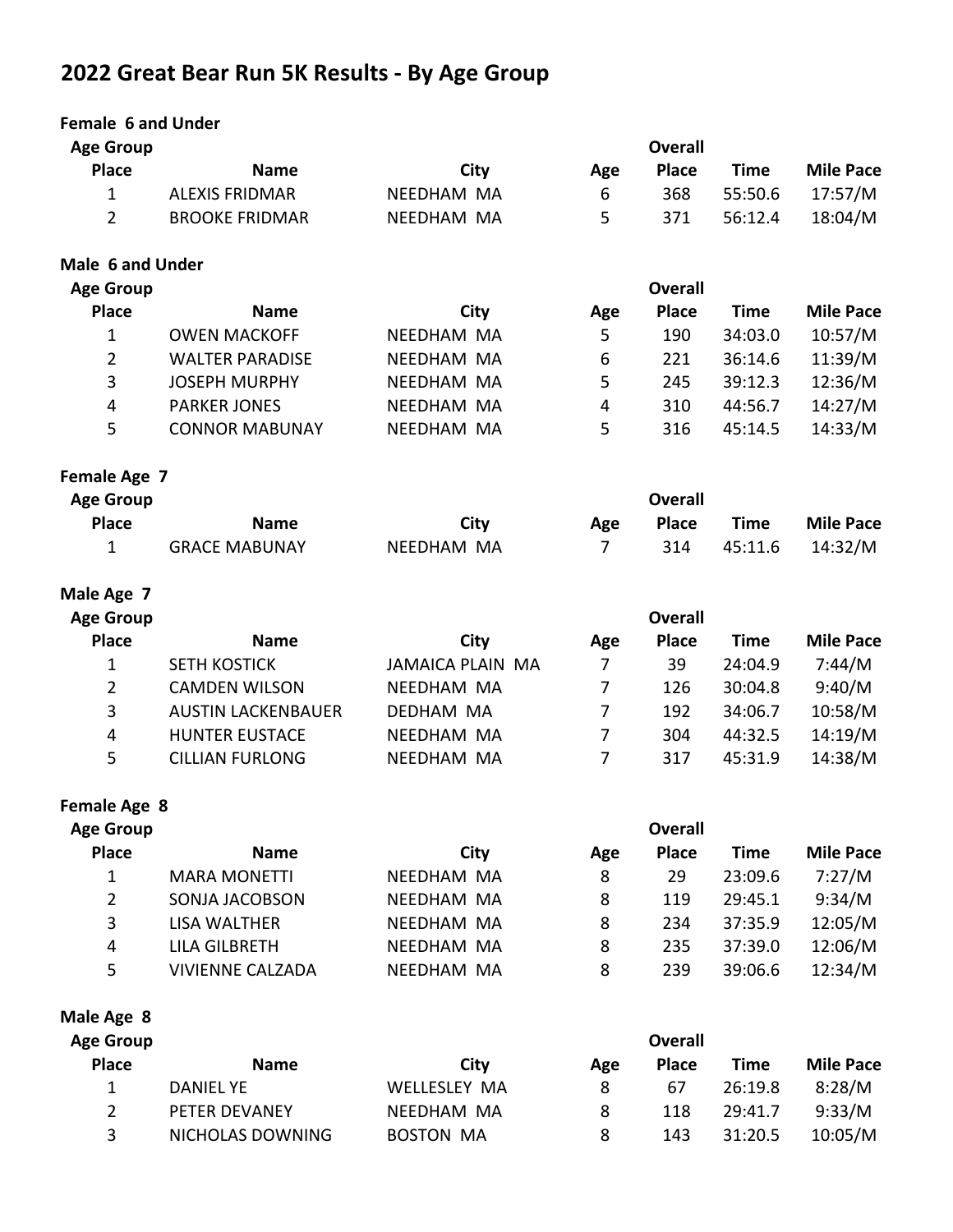# 2022 Great Bear Run 5K Results - By Age Group

### Female 6 and Under

| Age Group Place | Name | City | Age | Overall Place | Time | Mile Pace |
|---|---|---|---|---|---|---|
| 1 | ALEXIS FRIDMAR | NEEDHAM MA | 6 | 368 | 55:50.6 | 17:57/M |
| 2 | BROOKE FRIDMAR | NEEDHAM MA | 5 | 371 | 56:12.4 | 18:04/M |

### Male 6 and Under

| Age Group Place | Name | City | Age | Overall Place | Time | Mile Pace |
|---|---|---|---|---|---|---|
| 1 | OWEN MACKOFF | NEEDHAM MA | 5 | 190 | 34:03.0 | 10:57/M |
| 2 | WALTER PARADISE | NEEDHAM MA | 6 | 221 | 36:14.6 | 11:39/M |
| 3 | JOSEPH MURPHY | NEEDHAM MA | 5 | 245 | 39:12.3 | 12:36/M |
| 4 | PARKER JONES | NEEDHAM MA | 4 | 310 | 44:56.7 | 14:27/M |
| 5 | CONNOR MABUNAY | NEEDHAM MA | 5 | 316 | 45:14.5 | 14:33/M |

### Female Age 7

| Age Group Place | Name | City | Age | Overall Place | Time | Mile Pace |
|---|---|---|---|---|---|---|
| 1 | GRACE MABUNAY | NEEDHAM MA | 7 | 314 | 45:11.6 | 14:32/M |

### Male Age 7

| Age Group Place | Name | City | Age | Overall Place | Time | Mile Pace |
|---|---|---|---|---|---|---|
| 1 | SETH KOSTICK | JAMAICA PLAIN MA | 7 | 39 | 24:04.9 | 7:44/M |
| 2 | CAMDEN WILSON | NEEDHAM MA | 7 | 126 | 30:04.8 | 9:40/M |
| 3 | AUSTIN LACKENBAUER | DEDHAM MA | 7 | 192 | 34:06.7 | 10:58/M |
| 4 | HUNTER EUSTACE | NEEDHAM MA | 7 | 304 | 44:32.5 | 14:19/M |
| 5 | CILLIAN FURLONG | NEEDHAM MA | 7 | 317 | 45:31.9 | 14:38/M |

### Female Age 8

| Age Group Place | Name | City | Age | Overall Place | Time | Mile Pace |
|---|---|---|---|---|---|---|
| 1 | MARA MONETTI | NEEDHAM MA | 8 | 29 | 23:09.6 | 7:27/M |
| 2 | SONJA JACOBSON | NEEDHAM MA | 8 | 119 | 29:45.1 | 9:34/M |
| 3 | LISA WALTHER | NEEDHAM MA | 8 | 234 | 37:35.9 | 12:05/M |
| 4 | LILA GILBRETH | NEEDHAM MA | 8 | 235 | 37:39.0 | 12:06/M |
| 5 | VIVIENNE CALZADA | NEEDHAM MA | 8 | 239 | 39:06.6 | 12:34/M |

### Male Age 8

| Age Group Place | Name | City | Age | Overall Place | Time | Mile Pace |
|---|---|---|---|---|---|---|
| 1 | DANIEL YE | WELLESLEY MA | 8 | 67 | 26:19.8 | 8:28/M |
| 2 | PETER DEVANEY | NEEDHAM MA | 8 | 118 | 29:41.7 | 9:33/M |
| 3 | NICHOLAS DOWNING | BOSTON MA | 8 | 143 | 31:20.5 | 10:05/M |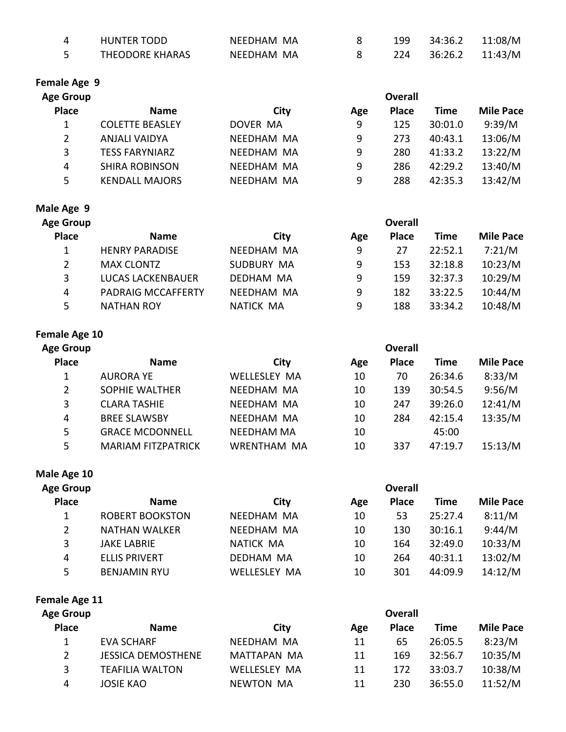| Age Group Place | Name | City | Age | Overall Place | Time | Mile Pace |
|---|---|---|---|---|---|---|
| 4 | HUNTER TODD | NEEDHAM MA | 8 | 199 | 34:36.2 | 11:08/M |
| 5 | THEODORE KHARAS | NEEDHAM MA | 8 | 224 | 36:26.2 | 11:43/M |

**Female Age 9**

| Age Group Place | Name | City | Age | Overall Place | Time | Mile Pace |
|---|---|---|---|---|---|---|
| 1 | COLETTE BEASLEY | DOVER MA | 9 | 125 | 30:01.0 | 9:39/M |
| 2 | ANJALI VAIDYA | NEEDHAM MA | 9 | 273 | 40:43.1 | 13:06/M |
| 3 | TESS FARYNIARZ | NEEDHAM MA | 9 | 280 | 41:33.2 | 13:22/M |
| 4 | SHIRA ROBINSON | NEEDHAM MA | 9 | 286 | 42:29.2 | 13:40/M |
| 5 | KENDALL MAJORS | NEEDHAM MA | 9 | 288 | 42:35.3 | 13:42/M |

**Male Age 9**

| Age Group Place | Name | City | Age | Overall Place | Time | Mile Pace |
|---|---|---|---|---|---|---|
| 1 | HENRY PARADISE | NEEDHAM MA | 9 | 27 | 22:52.1 | 7:21/M |
| 2 | MAX CLONTZ | SUDBURY MA | 9 | 153 | 32:18.8 | 10:23/M |
| 3 | LUCAS LACKENBAUER | DEDHAM MA | 9 | 159 | 32:37.3 | 10:29/M |
| 4 | PADRAIG MCCAFFERTY | NEEDHAM MA | 9 | 182 | 33:22.5 | 10:44/M |
| 5 | NATHAN ROY | NATICK MA | 9 | 188 | 33:34.2 | 10:48/M |

**Female Age 10**

| Age Group Place | Name | City | Age | Overall Place | Time | Mile Pace |
|---|---|---|---|---|---|---|
| 1 | AURORA YE | WELLESLEY MA | 10 | 70 | 26:34.6 | 8:33/M |
| 2 | SOPHIE WALTHER | NEEDHAM MA | 10 | 139 | 30:54.5 | 9:56/M |
| 3 | CLARA TASHIE | NEEDHAM MA | 10 | 247 | 39:26.0 | 12:41/M |
| 4 | BREE SLAWSBY | NEEDHAM MA | 10 | 284 | 42:15.4 | 13:35/M |
| 5 | GRACE MCDONNELL | NEEDHAM MA | 10 | | 45:00 | |
| 5 | MARIAM FITZPATRICK | WRENTHAM MA | 10 | 337 | 47:19.7 | 15:13/M |

**Male Age 10**

| Age Group Place | Name | City | Age | Overall Place | Time | Mile Pace |
|---|---|---|---|---|---|---|
| 1 | ROBERT BOOKSTON | NEEDHAM MA | 10 | 53 | 25:27.4 | 8:11/M |
| 2 | NATHAN WALKER | NEEDHAM MA | 10 | 130 | 30:16.1 | 9:44/M |
| 3 | JAKE LABRIE | NATICK MA | 10 | 164 | 32:49.0 | 10:33/M |
| 4 | ELLIS PRIVERT | DEDHAM MA | 10 | 264 | 40:31.1 | 13:02/M |
| 5 | BENJAMIN RYU | WELLESLEY MA | 10 | 301 | 44:09.9 | 14:12/M |

**Female Age 11**

| Age Group Place | Name | City | Age | Overall Place | Time | Mile Pace |
|---|---|---|---|---|---|---|
| 1 | EVA SCHARF | NEEDHAM MA | 11 | 65 | 26:05.5 | 8:23/M |
| 2 | JESSICA DEMOSTHENE | MATTAPAN MA | 11 | 169 | 32:56.7 | 10:35/M |
| 3 | TEAFILIA WALTON | WELLESLEY MA | 11 | 172 | 33:03.7 | 10:38/M |
| 4 | JOSIE KAO | NEWTON MA | 11 | 230 | 36:55.0 | 11:52/M |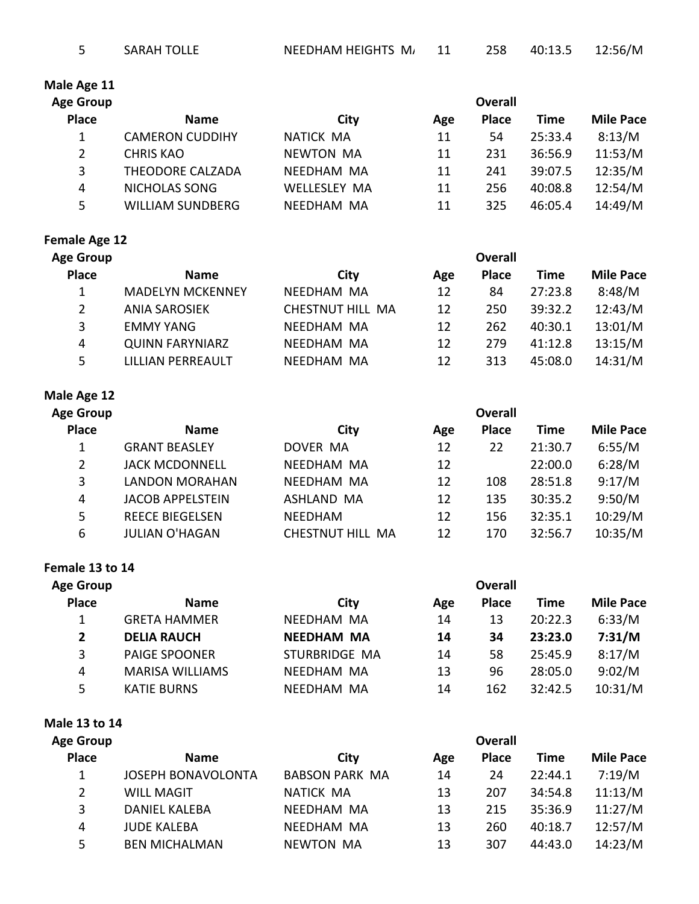| 5 | SARAH TOLLE | NEEDHAM HEIGHTS M/ | 11 | 258 | 40:13.5 | 12:56/M |
|---|---|---|---|---|---|---|

**Male Age 11**

| Age Group Place | Name | City | Age | Overall Place | Time | Mile Pace |
|---|---|---|---|---|---|---|
| 1 | CAMERON CUDDIHY | NATICK MA | 11 | 54 | 25:33.4 | 8:13/M |
| 2 | CHRIS KAO | NEWTON MA | 11 | 231 | 36:56.9 | 11:53/M |
| 3 | THEODORE CALZADA | NEEDHAM MA | 11 | 241 | 39:07.5 | 12:35/M |
| 4 | NICHOLAS SONG | WELLESLEY MA | 11 | 256 | 40:08.8 | 12:54/M |
| 5 | WILLIAM SUNDBERG | NEEDHAM MA | 11 | 325 | 46:05.4 | 14:49/M |

**Female Age 12**

| Age Group Place | Name | City | Age | Overall Place | Time | Mile Pace |
|---|---|---|---|---|---|---|
| 1 | MADELYN MCKENNEY | NEEDHAM MA | 12 | 84 | 27:23.8 | 8:48/M |
| 2 | ANIA SAROSIEK | CHESTNUT HILL MA | 12 | 250 | 39:32.2 | 12:43/M |
| 3 | EMMY YANG | NEEDHAM MA | 12 | 262 | 40:30.1 | 13:01/M |
| 4 | QUINN FARYNIARZ | NEEDHAM MA | 12 | 279 | 41:12.8 | 13:15/M |
| 5 | LILLIAN PERREAULT | NEEDHAM MA | 12 | 313 | 45:08.0 | 14:31/M |

**Male Age 12**

| Age Group Place | Name | City | Age | Overall Place | Time | Mile Pace |
|---|---|---|---|---|---|---|
| 1 | GRANT BEASLEY | DOVER MA | 12 | 22 | 21:30.7 | 6:55/M |
| 2 | JACK MCDONNELL | NEEDHAM MA | 12 | | 22:00.0 | 6:28/M |
| 3 | LANDON MORAHAN | NEEDHAM MA | 12 | 108 | 28:51.8 | 9:17/M |
| 4 | JACOB APPELSTEIN | ASHLAND MA | 12 | 135 | 30:35.2 | 9:50/M |
| 5 | REECE BIEGELSEN | NEEDHAM | 12 | 156 | 32:35.1 | 10:29/M |
| 6 | JULIAN O'HAGAN | CHESTNUT HILL MA | 12 | 170 | 32:56.7 | 10:35/M |

**Female 13 to 14**

| Age Group Place | Name | City | Age | Overall Place | Time | Mile Pace |
|---|---|---|---|---|---|---|
| 1 | GRETA HAMMER | NEEDHAM MA | 14 | 13 | 20:22.3 | 6:33/M |
| **2** | **DELIA RAUCH** | **NEEDHAM MA** | **14** | **34** | **23:23.0** | **7:31/M** |
| 3 | PAIGE SPOONER | STURBRIDGE MA | 14 | 58 | 25:45.9 | 8:17/M |
| 4 | MARISA WILLIAMS | NEEDHAM MA | 13 | 96 | 28:05.0 | 9:02/M |
| 5 | KATIE BURNS | NEEDHAM MA | 14 | 162 | 32:42.5 | 10:31/M |

**Male 13 to 14**

| Age Group Place | Name | City | Age | Overall Place | Time | Mile Pace |
|---|---|---|---|---|---|---|
| 1 | JOSEPH BONAVOLONTA | BABSON PARK MA | 14 | 24 | 22:44.1 | 7:19/M |
| 2 | WILL MAGIT | NATICK MA | 13 | 207 | 34:54.8 | 11:13/M |
| 3 | DANIEL KALEBA | NEEDHAM MA | 13 | 215 | 35:36.9 | 11:27/M |
| 4 | JUDE KALEBA | NEEDHAM MA | 13 | 260 | 40:18.7 | 12:57/M |
| 5 | BEN MICHALMAN | NEWTON MA | 13 | 307 | 44:43.0 | 14:23/M |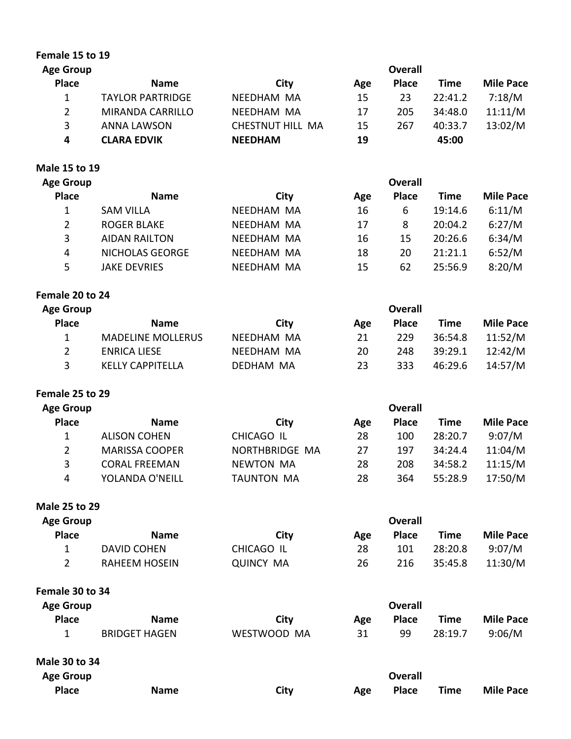**Female 15 to 19**

| Age Group Place | Name | City | Age | Overall Place | Time | Mile Pace |
|---|---|---|---|---|---|---|
| 1 | TAYLOR PARTRIDGE | NEEDHAM MA | 15 | 23 | 22:41.2 | 7:18/M |
| 2 | MIRANDA CARRILLO | NEEDHAM MA | 17 | 205 | 34:48.0 | 11:11/M |
| 3 | ANNA LAWSON | CHESTNUT HILL MA | 15 | 267 | 40:33.7 | 13:02/M |
| **4** | **CLARA EDVIK** | **NEEDHAM** | **19** | | **45:00** | |

**Male 15 to 19**

| Age Group Place | Name | City | Age | Overall Place | Time | Mile Pace |
|---|---|---|---|---|---|---|
| 1 | SAM VILLA | NEEDHAM MA | 16 | 6 | 19:14.6 | 6:11/M |
| 2 | ROGER BLAKE | NEEDHAM MA | 17 | 8 | 20:04.2 | 6:27/M |
| 3 | AIDAN RAILTON | NEEDHAM MA | 16 | 15 | 20:26.6 | 6:34/M |
| 4 | NICHOLAS GEORGE | NEEDHAM MA | 18 | 20 | 21:21.1 | 6:52/M |
| 5 | JAKE DEVRIES | NEEDHAM MA | 15 | 62 | 25:56.9 | 8:20/M |

**Female 20 to 24**

| Age Group Place | Name | City | Age | Overall Place | Time | Mile Pace |
|---|---|---|---|---|---|---|
| 1 | MADELINE MOLLERUS | NEEDHAM MA | 21 | 229 | 36:54.8 | 11:52/M |
| 2 | ENRICA LIESE | NEEDHAM MA | 20 | 248 | 39:29.1 | 12:42/M |
| 3 | KELLY CAPPITELLA | DEDHAM MA | 23 | 333 | 46:29.6 | 14:57/M |

**Female 25 to 29**

| Age Group Place | Name | City | Age | Overall Place | Time | Mile Pace |
|---|---|---|---|---|---|---|
| 1 | ALISON COHEN | CHICAGO IL | 28 | 100 | 28:20.7 | 9:07/M |
| 2 | MARISSA COOPER | NORTHBRIDGE MA | 27 | 197 | 34:24.4 | 11:04/M |
| 3 | CORAL FREEMAN | NEWTON MA | 28 | 208 | 34:58.2 | 11:15/M |
| 4 | YOLANDA O'NEILL | TAUNTON MA | 28 | 364 | 55:28.9 | 17:50/M |

**Male 25 to 29**

| Age Group Place | Name | City | Age | Overall Place | Time | Mile Pace |
|---|---|---|---|---|---|---|
| 1 | DAVID COHEN | CHICAGO IL | 28 | 101 | 28:20.8 | 9:07/M |
| 2 | RAHEEM HOSEIN | QUINCY MA | 26 | 216 | 35:45.8 | 11:30/M |

**Female 30 to 34**

| Age Group Place | Name | City | Age | Overall Place | Time | Mile Pace |
|---|---|---|---|---|---|---|
| 1 | BRIDGET HAGEN | WESTWOOD MA | 31 | 99 | 28:19.7 | 9:06/M |

**Male 30 to 34**

| Age Group Place | Name | City | Age | Overall Place | Time | Mile Pace |
|---|---|---|---|---|---|---|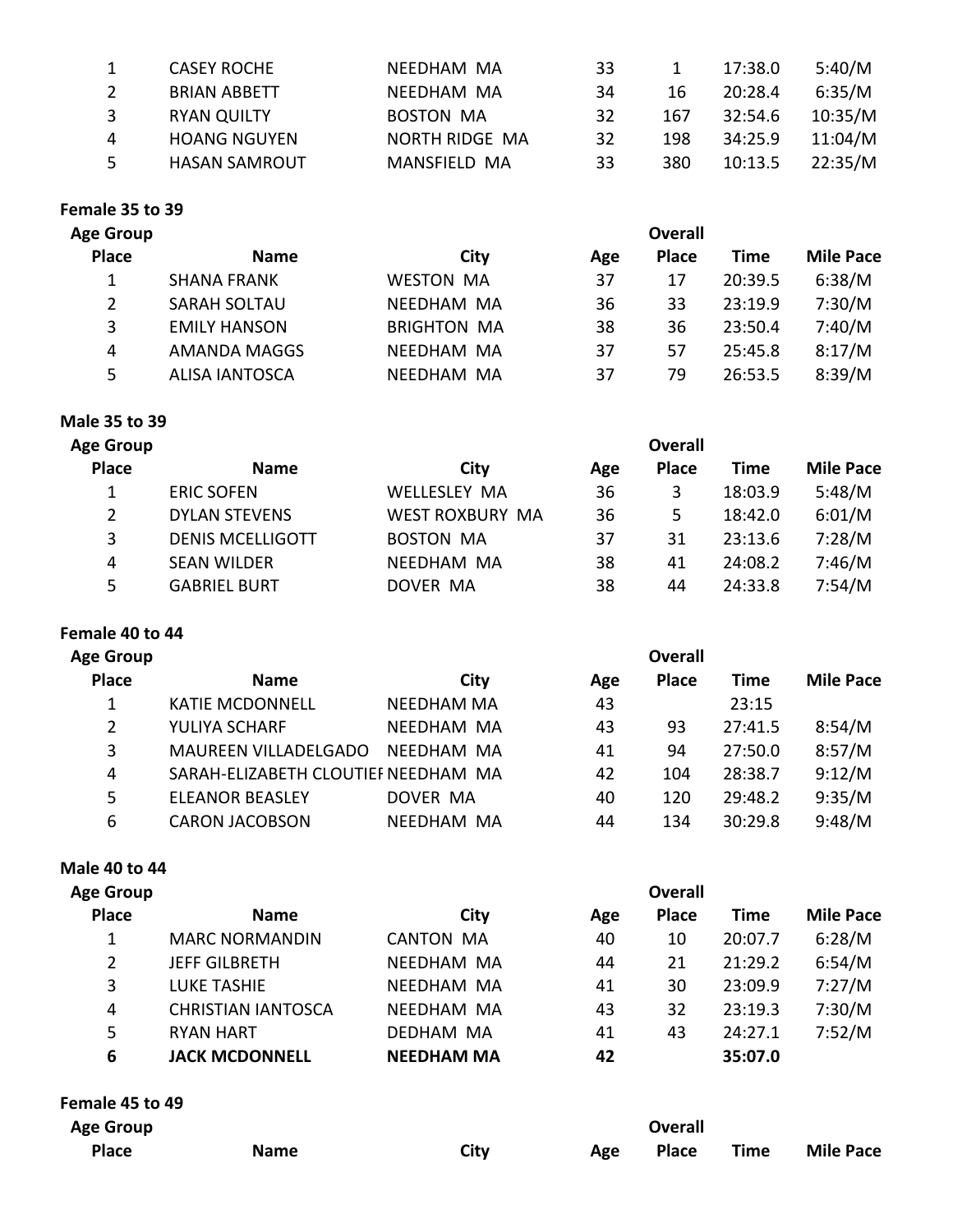| Age Group Place | Name | City | Age | Overall Place | Time | Mile Pace |
|---|---|---|---|---|---|---|
| 1 | CASEY ROCHE | NEEDHAM MA | 33 | 1 | 17:38.0 | 5:40/M |
| 2 | BRIAN ABBETT | NEEDHAM MA | 34 | 16 | 20:28.4 | 6:35/M |
| 3 | RYAN QUILTY | BOSTON MA | 32 | 167 | 32:54.6 | 10:35/M |
| 4 | HOANG NGUYEN | NORTH RIDGE MA | 32 | 198 | 34:25.9 | 11:04/M |
| 5 | HASAN SAMROUT | MANSFIELD MA | 33 | 380 | 10:13.5 | 22:35/M |

**Female 35 to 39**

| Age Group Place | Name | City | Age | Overall Place | Time | Mile Pace |
|---|---|---|---|---|---|---|
| 1 | SHANA FRANK | WESTON MA | 37 | 17 | 20:39.5 | 6:38/M |
| 2 | SARAH SOLTAU | NEEDHAM MA | 36 | 33 | 23:19.9 | 7:30/M |
| 3 | EMILY HANSON | BRIGHTON MA | 38 | 36 | 23:50.4 | 7:40/M |
| 4 | AMANDA MAGGS | NEEDHAM MA | 37 | 57 | 25:45.8 | 8:17/M |
| 5 | ALISA IANTOSCA | NEEDHAM MA | 37 | 79 | 26:53.5 | 8:39/M |

**Male 35 to 39**

| Age Group Place | Name | City | Age | Overall Place | Time | Mile Pace |
|---|---|---|---|---|---|---|
| 1 | ERIC SOFEN | WELLESLEY MA | 36 | 3 | 18:03.9 | 5:48/M |
| 2 | DYLAN STEVENS | WEST ROXBURY MA | 36 | 5 | 18:42.0 | 6:01/M |
| 3 | DENIS MCELLIGOTT | BOSTON MA | 37 | 31 | 23:13.6 | 7:28/M |
| 4 | SEAN WILDER | NEEDHAM MA | 38 | 41 | 24:08.2 | 7:46/M |
| 5 | GABRIEL BURT | DOVER MA | 38 | 44 | 24:33.8 | 7:54/M |

**Female 40 to 44**

| Age Group Place | Name | City | Age | Overall Place | Time | Mile Pace |
|---|---|---|---|---|---|---|
| 1 | KATIE MCDONNELL | NEEDHAM MA | 43 | | 23:15 | |
| 2 | YULIYA SCHARF | NEEDHAM MA | 43 | 93 | 27:41.5 | 8:54/M |
| 3 | MAUREEN VILLADELGADO | NEEDHAM MA | 41 | 94 | 27:50.0 | 8:57/M |
| 4 | SARAH-ELIZABETH CLOUTIEI | NEEDHAM MA | 42 | 104 | 28:38.7 | 9:12/M |
| 5 | ELEANOR BEASLEY | DOVER MA | 40 | 120 | 29:48.2 | 9:35/M |
| 6 | CARON JACOBSON | NEEDHAM MA | 44 | 134 | 30:29.8 | 9:48/M |

**Male 40 to 44**

| Age Group Place | Name | City | Age | Overall Place | Time | Mile Pace |
|---|---|---|---|---|---|---|
| 1 | MARC NORMANDIN | CANTON MA | 40 | 10 | 20:07.7 | 6:28/M |
| 2 | JEFF GILBRETH | NEEDHAM MA | 44 | 21 | 21:29.2 | 6:54/M |
| 3 | LUKE TASHIE | NEEDHAM MA | 41 | 30 | 23:09.9 | 7:27/M |
| 4 | CHRISTIAN IANTOSCA | NEEDHAM MA | 43 | 32 | 23:19.3 | 7:30/M |
| 5 | RYAN HART | DEDHAM MA | 41 | 43 | 24:27.1 | 7:52/M |
| **6** | **JACK MCDONNELL** | **NEEDHAM MA** | **42** | | **35:07.0** | |

**Female 45 to 49**

| Age Group Place | Name | City | Age | Overall Place | Time | Mile Pace |
|---|---|---|---|---|---|---|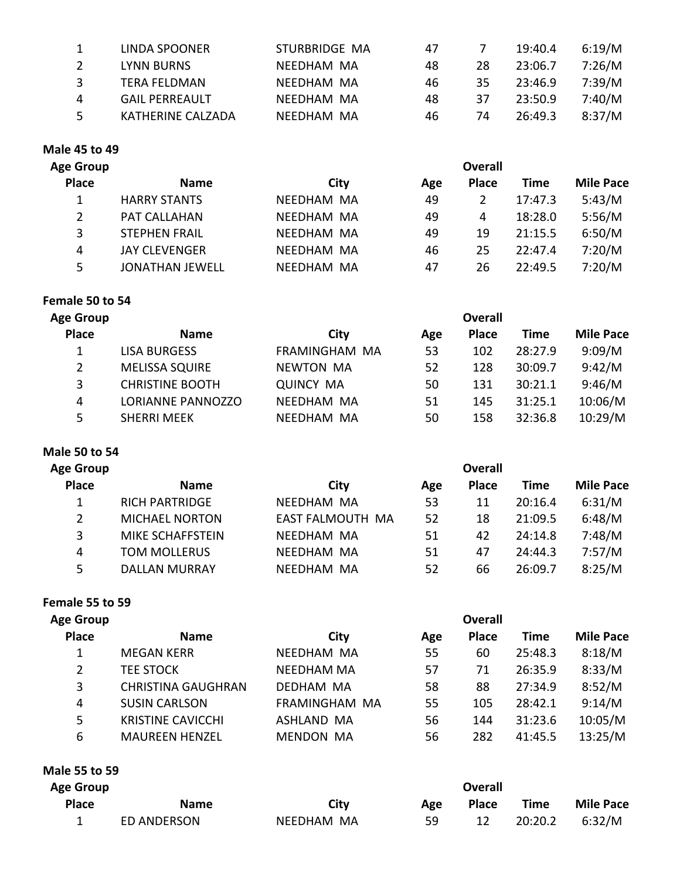| Age Group Place | Name | City | Age | Overall Place | Time | Mile Pace |
|---|---|---|---|---|---|---|
| 1 | LINDA SPOONER | STURBRIDGE MA | 47 | 7 | 19:40.4 | 6:19/M |
| 2 | LYNN BURNS | NEEDHAM MA | 48 | 28 | 23:06.7 | 7:26/M |
| 3 | TERA FELDMAN | NEEDHAM MA | 46 | 35 | 23:46.9 | 7:39/M |
| 4 | GAIL PERREAULT | NEEDHAM MA | 48 | 37 | 23:50.9 | 7:40/M |
| 5 | KATHERINE CALZADA | NEEDHAM MA | 46 | 74 | 26:49.3 | 8:37/M |

**Male 45 to 49**

| Age Group Place | Name | City | Age | Overall Place | Time | Mile Pace |
|---|---|---|---|---|---|---|
| 1 | HARRY STANTS | NEEDHAM MA | 49 | 2 | 17:47.3 | 5:43/M |
| 2 | PAT CALLAHAN | NEEDHAM MA | 49 | 4 | 18:28.0 | 5:56/M |
| 3 | STEPHEN FRAIL | NEEDHAM MA | 49 | 19 | 21:15.5 | 6:50/M |
| 4 | JAY CLEVENGER | NEEDHAM MA | 46 | 25 | 22:47.4 | 7:20/M |
| 5 | JONATHAN JEWELL | NEEDHAM MA | 47 | 26 | 22:49.5 | 7:20/M |

**Female 50 to 54**

| Age Group Place | Name | City | Age | Overall Place | Time | Mile Pace |
|---|---|---|---|---|---|---|
| 1 | LISA BURGESS | FRAMINGHAM MA | 53 | 102 | 28:27.9 | 9:09/M |
| 2 | MELISSA SQUIRE | NEWTON MA | 52 | 128 | 30:09.7 | 9:42/M |
| 3 | CHRISTINE BOOTH | QUINCY MA | 50 | 131 | 30:21.1 | 9:46/M |
| 4 | LORIANNE PANNOZZO | NEEDHAM MA | 51 | 145 | 31:25.1 | 10:06/M |
| 5 | SHERRI MEEK | NEEDHAM MA | 50 | 158 | 32:36.8 | 10:29/M |

**Male 50 to 54**

| Age Group Place | Name | City | Age | Overall Place | Time | Mile Pace |
|---|---|---|---|---|---|---|
| 1 | RICH PARTRIDGE | NEEDHAM MA | 53 | 11 | 20:16.4 | 6:31/M |
| 2 | MICHAEL NORTON | EAST FALMOUTH MA | 52 | 18 | 21:09.5 | 6:48/M |
| 3 | MIKE SCHAFFSTEIN | NEEDHAM MA | 51 | 42 | 24:14.8 | 7:48/M |
| 4 | TOM MOLLERUS | NEEDHAM MA | 51 | 47 | 24:44.3 | 7:57/M |
| 5 | DALLAN MURRAY | NEEDHAM MA | 52 | 66 | 26:09.7 | 8:25/M |

**Female 55 to 59**

| Age Group Place | Name | City | Age | Overall Place | Time | Mile Pace |
|---|---|---|---|---|---|---|
| 1 | MEGAN KERR | NEEDHAM MA | 55 | 60 | 25:48.3 | 8:18/M |
| 2 | TEE STOCK | NEEDHAM MA | 57 | 71 | 26:35.9 | 8:33/M |
| 3 | CHRISTINA GAUGHRAN | DEDHAM MA | 58 | 88 | 27:34.9 | 8:52/M |
| 4 | SUSIN CARLSON | FRAMINGHAM MA | 55 | 105 | 28:42.1 | 9:14/M |
| 5 | KRISTINE CAVICCHI | ASHLAND MA | 56 | 144 | 31:23.6 | 10:05/M |
| 6 | MAUREEN HENZEL | MENDON MA | 56 | 282 | 41:45.5 | 13:25/M |

**Male 55 to 59**

| Age Group Place | Name | City | Age | Overall Place | Time | Mile Pace |
|---|---|---|---|---|---|---|
| 1 | ED ANDERSON | NEEDHAM MA | 59 | 12 | 20:20.2 | 6:32/M |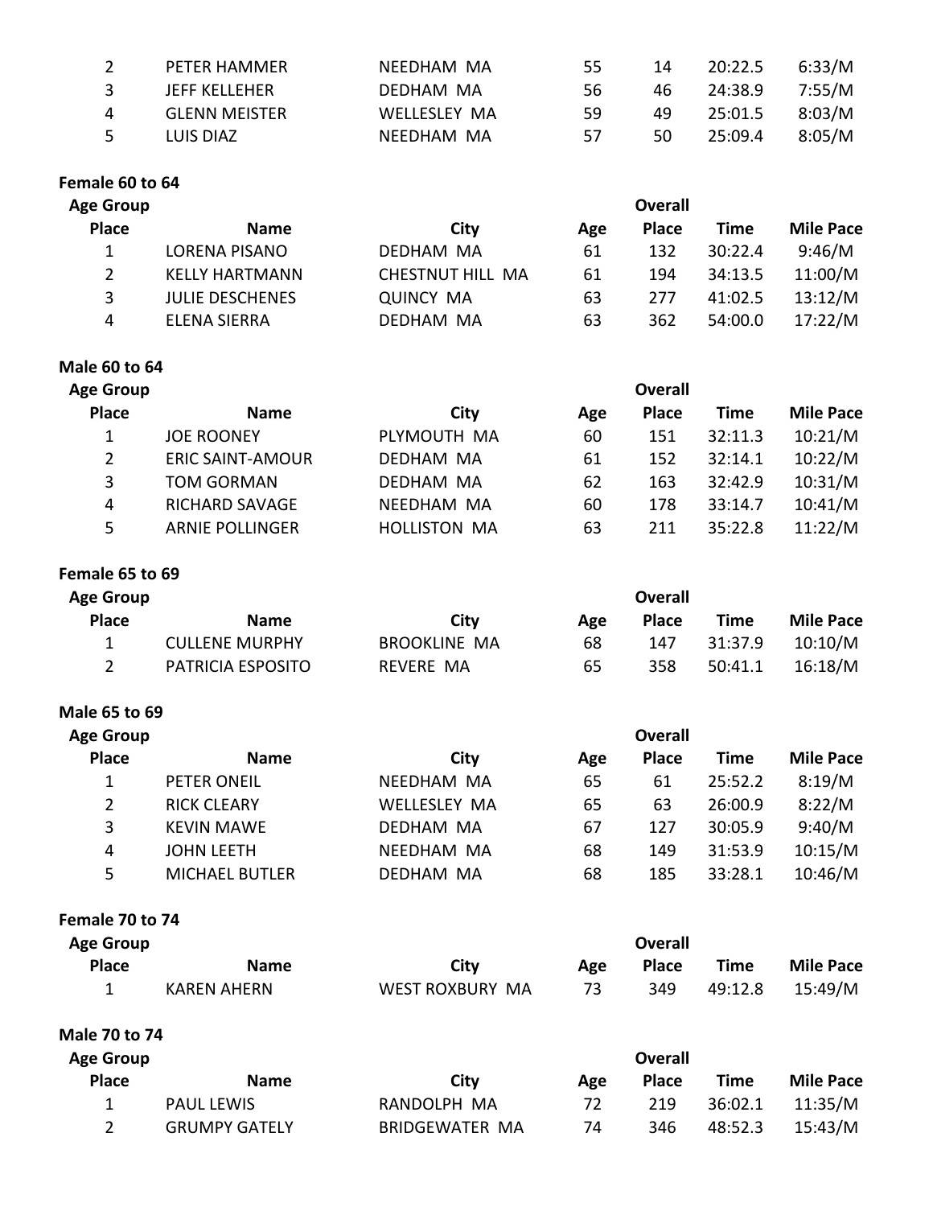| Age Group Place | Name | City | Age | Overall Place | Time | Mile Pace |
|---|---|---|---|---|---|---|
| 2 | PETER HAMMER | NEEDHAM MA | 55 | 14 | 20:22.5 | 6:33/M |
| 3 | JEFF KELLEHER | DEDHAM MA | 56 | 46 | 24:38.9 | 7:55/M |
| 4 | GLENN MEISTER | WELLESLEY MA | 59 | 49 | 25:01.5 | 8:03/M |
| 5 | LUIS DIAZ | NEEDHAM MA | 57 | 50 | 25:09.4 | 8:05/M |

**Female 60 to 64**

| Age Group Place | Name | City | Age | Overall Place | Time | Mile Pace |
|---|---|---|---|---|---|---|
| 1 | LORENA PISANO | DEDHAM MA | 61 | 132 | 30:22.4 | 9:46/M |
| 2 | KELLY HARTMANN | CHESTNUT HILL MA | 61 | 194 | 34:13.5 | 11:00/M |
| 3 | JULIE DESCHENES | QUINCY MA | 63 | 277 | 41:02.5 | 13:12/M |
| 4 | ELENA SIERRA | DEDHAM MA | 63 | 362 | 54:00.0 | 17:22/M |

**Male 60 to 64**

| Age Group Place | Name | City | Age | Overall Place | Time | Mile Pace |
|---|---|---|---|---|---|---|
| 1 | JOE ROONEY | PLYMOUTH MA | 60 | 151 | 32:11.3 | 10:21/M |
| 2 | ERIC SAINT-AMOUR | DEDHAM MA | 61 | 152 | 32:14.1 | 10:22/M |
| 3 | TOM GORMAN | DEDHAM MA | 62 | 163 | 32:42.9 | 10:31/M |
| 4 | RICHARD SAVAGE | NEEDHAM MA | 60 | 178 | 33:14.7 | 10:41/M |
| 5 | ARNIE POLLINGER | HOLLISTON MA | 63 | 211 | 35:22.8 | 11:22/M |

**Female 65 to 69**

| Age Group Place | Name | City | Age | Overall Place | Time | Mile Pace |
|---|---|---|---|---|---|---|
| 1 | CULLENE MURPHY | BROOKLINE MA | 68 | 147 | 31:37.9 | 10:10/M |
| 2 | PATRICIA ESPOSITO | REVERE MA | 65 | 358 | 50:41.1 | 16:18/M |

**Male 65 to 69**

| Age Group Place | Name | City | Age | Overall Place | Time | Mile Pace |
|---|---|---|---|---|---|---|
| 1 | PETER ONEIL | NEEDHAM MA | 65 | 61 | 25:52.2 | 8:19/M |
| 2 | RICK CLEARY | WELLESLEY MA | 65 | 63 | 26:00.9 | 8:22/M |
| 3 | KEVIN MAWE | DEDHAM MA | 67 | 127 | 30:05.9 | 9:40/M |
| 4 | JOHN LEETH | NEEDHAM MA | 68 | 149 | 31:53.9 | 10:15/M |
| 5 | MICHAEL BUTLER | DEDHAM MA | 68 | 185 | 33:28.1 | 10:46/M |

**Female 70 to 74**

| Age Group Place | Name | City | Age | Overall Place | Time | Mile Pace |
|---|---|---|---|---|---|---|
| 1 | KAREN AHERN | WEST ROXBURY MA | 73 | 349 | 49:12.8 | 15:49/M |

**Male 70 to 74**

| Age Group Place | Name | City | Age | Overall Place | Time | Mile Pace |
|---|---|---|---|---|---|---|
| 1 | PAUL LEWIS | RANDOLPH MA | 72 | 219 | 36:02.1 | 11:35/M |
| 2 | GRUMPY GATELY | BRIDGEWATER MA | 74 | 346 | 48:52.3 | 15:43/M |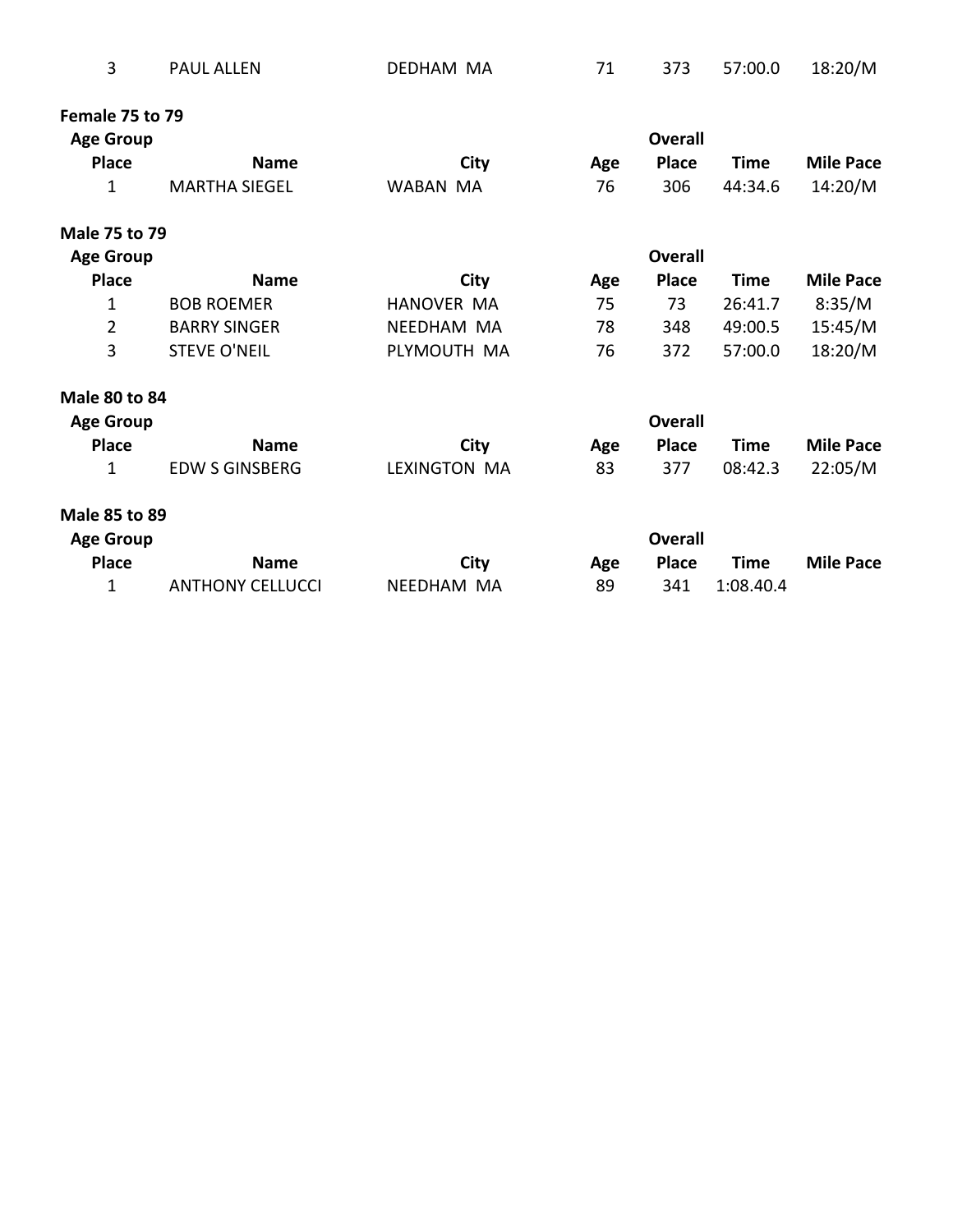| | | | | | | |
|---|---|---|---|---|---|---|
| 3 | PAUL ALLEN | DEDHAM MA | 71 | 373 | 57:00.0 | 18:20/M |

**Female 75 to 79**

| Age Group Place | Name | City | Age | Overall Place | Time | Mile Pace |
|---|---|---|---|---|---|---|
| 1 | MARTHA SIEGEL | WABAN MA | 76 | 306 | 44:34.6 | 14:20/M |

**Male 75 to 79**

| Age Group Place | Name | City | Age | Overall Place | Time | Mile Pace |
|---|---|---|---|---|---|---|
| 1 | BOB ROEMER | HANOVER MA | 75 | 73 | 26:41.7 | 8:35/M |
| 2 | BARRY SINGER | NEEDHAM MA | 78 | 348 | 49:00.5 | 15:45/M |
| 3 | STEVE O'NEIL | PLYMOUTH MA | 76 | 372 | 57:00.0 | 18:20/M |

**Male 80 to 84**

| Age Group Place | Name | City | Age | Overall Place | Time | Mile Pace |
|---|---|---|---|---|---|---|
| 1 | EDW S GINSBERG | LEXINGTON MA | 83 | 377 | 08:42.3 | 22:05/M |

**Male 85 to 89**

| Age Group Place | Name | City | Age | Overall Place | Time | Mile Pace |
|---|---|---|---|---|---|---|
| 1 | ANTHONY CELLUCCI | NEEDHAM MA | 89 | 341 | 1:08.40.4 | |